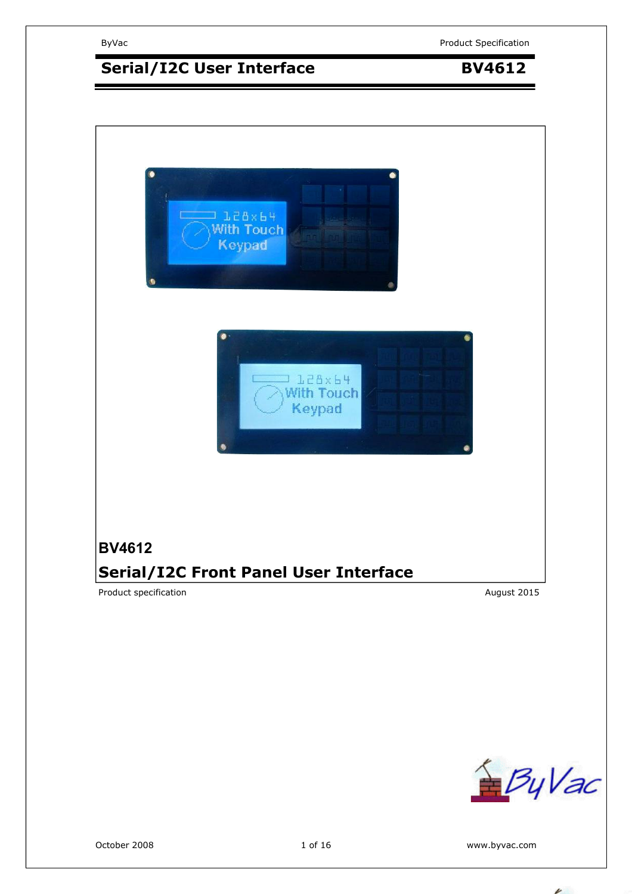# Serial/I2C User Interface — BV4612

## BV4612

## Serial/I2C Front Panel User Interface

Product specification — August 2015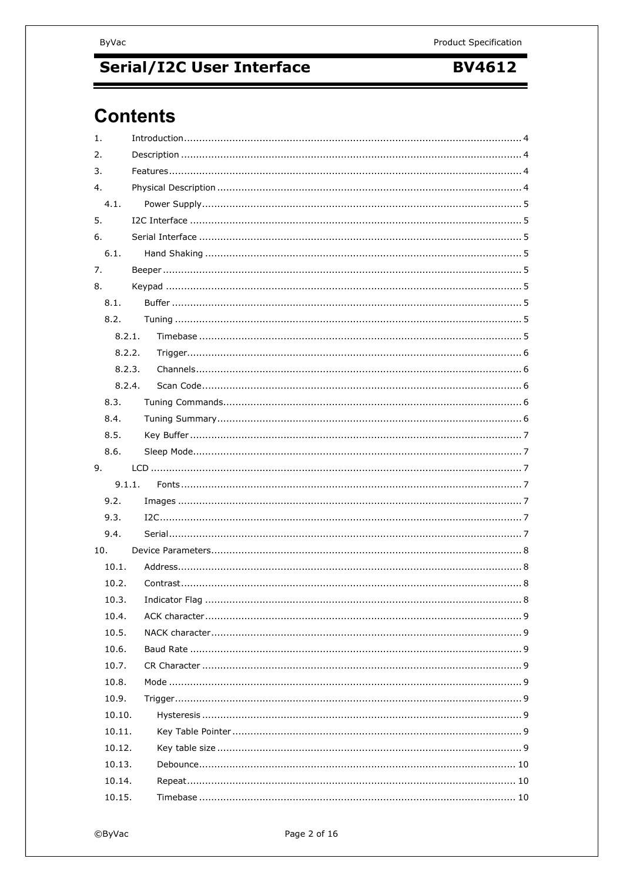# Contents

1. Introduction .... 4
2. Description .... 4
3. Features .... 4
4. Physical Description .... 4
   - 4.1. Power Supply .... 5
5. I2C Interface .... 5
6. Serial Interface .... 5
   - 6.1. Hand Shaking .... 5
7. Beeper .... 5
8. Keypad .... 5
   - 8.1. Buffer .... 5
   - 8.2. Tuning .... 5
     - 8.2.1. Timebase .... 5
     - 8.2.2. Trigger .... 6
     - 8.2.3. Channels .... 6
     - 8.2.4. Scan Code .... 6
   - 8.3. Tuning Commands .... 6
   - 8.4. Tuning Summary .... 6
   - 8.5. Key Buffer .... 7
   - 8.6. Sleep Mode .... 7
9. LCD .... 7
     - 9.1.1. Fonts .... 7
   - 9.2. Images .... 7
   - 9.3. I2C .... 7
   - 9.4. Serial .... 7
10. Device Parameters .... 8
    - 10.1. Address .... 8
    - 10.2. Contrast .... 8
    - 10.3. Indicator Flag .... 8
    - 10.4. ACK character .... 9
    - 10.5. NACK character .... 9
    - 10.6. Baud Rate .... 9
    - 10.7. CR Character .... 9
    - 10.8. Mode .... 9
    - 10.9. Trigger .... 9
    - 10.10. Hysteresis .... 9
    - 10.11. Key Table Pointer .... 9
    - 10.12. Key table size .... 9
    - 10.13. Debounce .... 10
    - 10.14. Repeat .... 10
    - 10.15. Timebase .... 10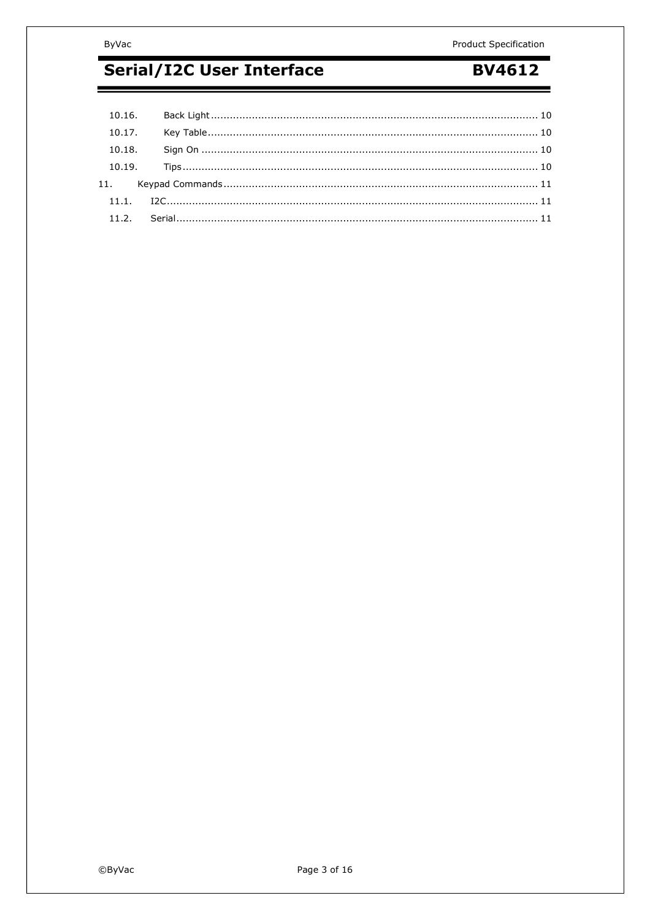10.16. Back Light ........................................................................................................ 10

10.17. Key Table ......................................................................................................... 10

10.18. Sign On ............................................................................................................ 10

10.19. Tips .................................................................................................................. 10

11. Keypad Commands ..................................................................................................... 11

11.1. I2C ....................................................................................................................... 11

11.2. Serial .................................................................................................................... 11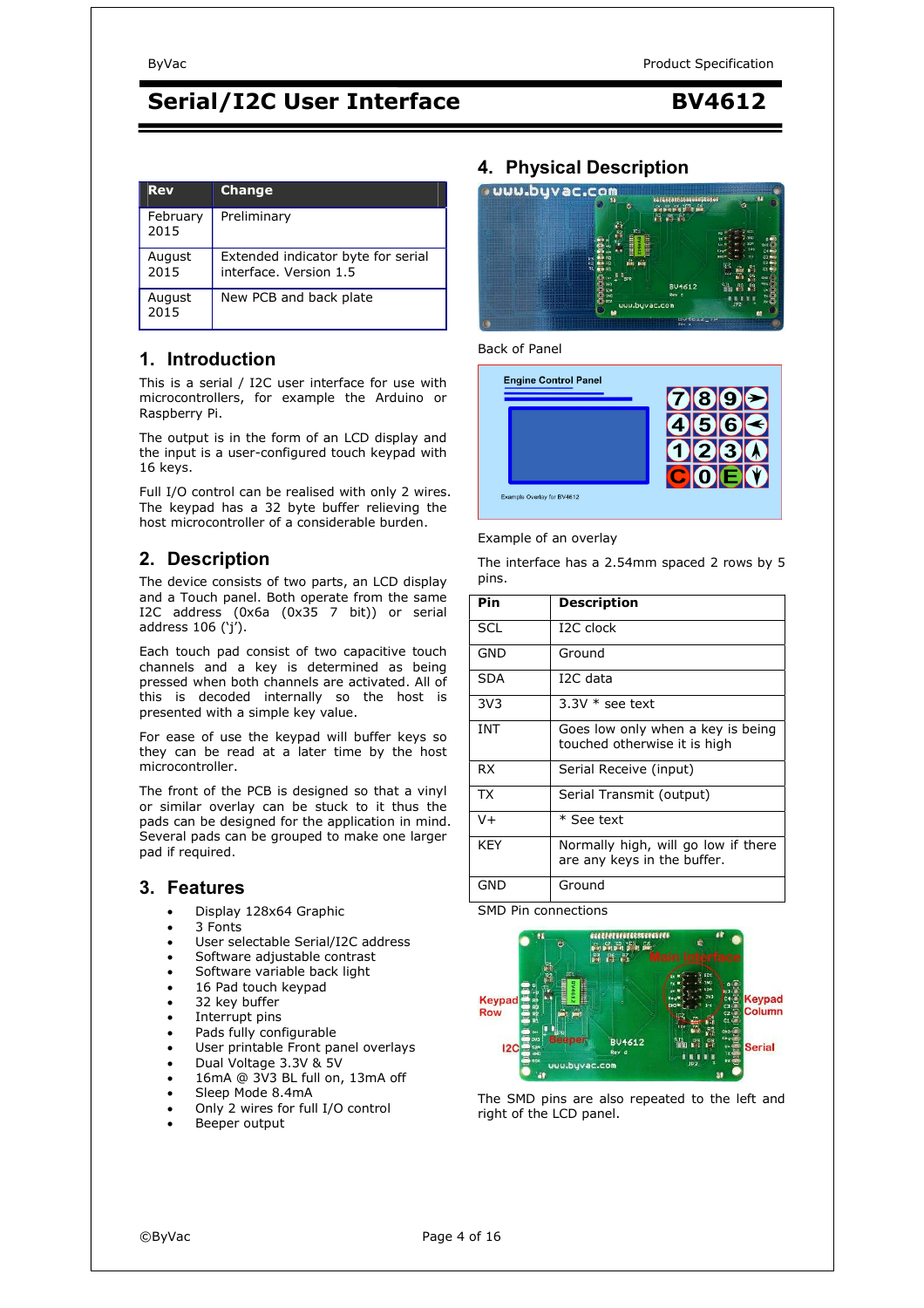| Rev | Change |
|---|---|
| February 2015 | Preliminary |
| August 2015 | Extended indicator byte for serial interface. Version 1.5 |
| August 2015 | New PCB and back plate |

## 1. Introduction

This is a serial / I2C user interface for use with microcontrollers, for example the Arduino or Raspberry Pi.

The output is in the form of an LCD display and the input is a user-configured touch keypad with 16 keys.

Full I/O control can be realised with only 2 wires. The keypad has a 32 byte buffer relieving the host microcontroller of a considerable burden.

## 2. Description

The device consists of two parts, an LCD display and a Touch panel. Both operate from the same I2C address (0x6a (0x35 7 bit)) or serial address 106 ('j').

Each touch pad consist of two capacitive touch channels and a key is determined as being pressed when both channels are activated. All of this is decoded internally so the host is presented with a simple key value.

For ease of use the keypad will buffer keys so they can be read at a later time by the host microcontroller.

The front of the PCB is designed so that a vinyl or similar overlay can be stuck to it thus the pads can be designed for the application in mind. Several pads can be grouped to make one larger pad if required.

## 3. Features

- Display 128x64 Graphic
- 3 Fonts
- User selectable Serial/I2C address
- Software adjustable contrast
- Software variable back light
- 16 Pad touch keypad
- 32 key buffer
- Interrupt pins
- Pads fully configurable
- User printable Front panel overlays
- Dual Voltage 3.3V & 5V
- 16mA @ 3V3 BL full on, 13mA off
- Sleep Mode 8.4mA
- Only 2 wires for full I/O control
- Beeper output

## 4. Physical Description

Back of Panel

Example of an overlay

The interface has a 2.54mm spaced 2 rows by 5 pins.

| Pin | Description |
|---|---|
| SCL | I2C clock |
| GND | Ground |
| SDA | I2C data |
| 3V3 | 3.3V * see text |
| INT | Goes low only when a key is being touched otherwise it is high |
| RX | Serial Receive (input) |
| TX | Serial Transmit (output) |
| V+ | * See text |
| KEY | Normally high, will go low if there are any keys in the buffer. |
| GND | Ground |

SMD Pin connections

The SMD pins are also repeated to the left and right of the LCD panel.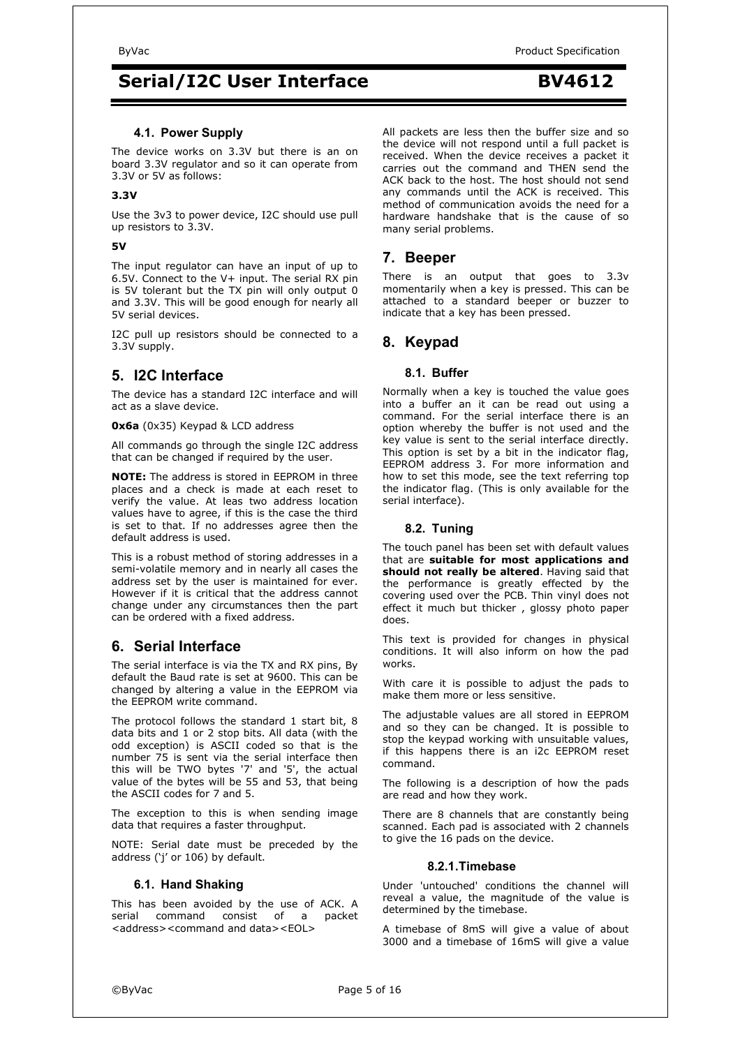### 4.1. Power Supply

The device works on 3.3V but there is an on board 3.3V regulator and so it can operate from 3.3V or 5V as follows:

**3.3V**

Use the 3v3 to power device, I2C should use pull up resistors to 3.3V.

**5V**

The input regulator can have an input of up to 6.5V. Connect to the V+ input. The serial RX pin is 5V tolerant but the TX pin will only output 0 and 3.3V. This will be good enough for nearly all 5V serial devices.

I2C pull up resistors should be connected to a 3.3V supply.

## 5. I2C Interface

The device has a standard I2C interface and will act as a slave device.

**0x6a** (0x35) Keypad & LCD address

All commands go through the single I2C address that can be changed if required by the user.

**NOTE:** The address is stored in EEPROM in three places and a check is made at each reset to verify the value. At leas two address location values have to agree, if this is the case the third is set to that. If no addresses agree then the default address is used.

This is a robust method of storing addresses in a semi-volatile memory and in nearly all cases the address set by the user is maintained for ever. However if it is critical that the address cannot change under any circumstances then the part can be ordered with a fixed address.

## 6. Serial Interface

The serial interface is via the TX and RX pins, By default the Baud rate is set at 9600. This can be changed by altering a value in the EEPROM via the EEPROM write command.

The protocol follows the standard 1 start bit, 8 data bits and 1 or 2 stop bits. All data (with the odd exception) is ASCII coded so that is the number 75 is sent via the serial interface then this will be TWO bytes '7' and '5', the actual value of the bytes will be 55 and 53, that being the ASCII codes for 7 and 5.

The exception to this is when sending image data that requires a faster throughput.

NOTE: Serial date must be preceded by the address ('j' or 106) by default.

### 6.1. Hand Shaking

This has been avoided by the use of ACK. A serial command consist of a packet <address><command and data><EOL>

All packets are less then the buffer size and so the device will not respond until a full packet is received. When the device receives a packet it carries out the command and THEN send the ACK back to the host. The host should not send any commands until the ACK is received. This method of communication avoids the need for a hardware handshake that is the cause of so many serial problems.

## 7. Beeper

There is an output that goes to 3.3v momentarily when a key is pressed. This can be attached to a standard beeper or buzzer to indicate that a key has been pressed.

## 8. Keypad

### 8.1. Buffer

Normally when a key is touched the value goes into a buffer an it can be read out using a command. For the serial interface there is an option whereby the buffer is not used and the key value is sent to the serial interface directly. This option is set by a bit in the indicator flag, EEPROM address 3. For more information and how to set this mode, see the text referring top the indicator flag. (This is only available for the serial interface).

### 8.2. Tuning

The touch panel has been set with default values that are **suitable for most applications and should not really be altered**. Having said that the performance is greatly effected by the covering used over the PCB. Thin vinyl does not effect it much but thicker , glossy photo paper does.

This text is provided for changes in physical conditions. It will also inform on how the pad works.

With care it is possible to adjust the pads to make them more or less sensitive.

The adjustable values are all stored in EEPROM and so they can be changed. It is possible to stop the keypad working with unsuitable values, if this happens there is an i2c EEPROM reset command.

The following is a description of how the pads are read and how they work.

There are 8 channels that are constantly being scanned. Each pad is associated with 2 channels to give the 16 pads on the device.

#### 8.2.1. Timebase

Under 'untouched' conditions the channel will reveal a value, the magnitude of the value is determined by the timebase.

A timebase of 8mS will give a value of about 3000 and a timebase of 16mS will give a value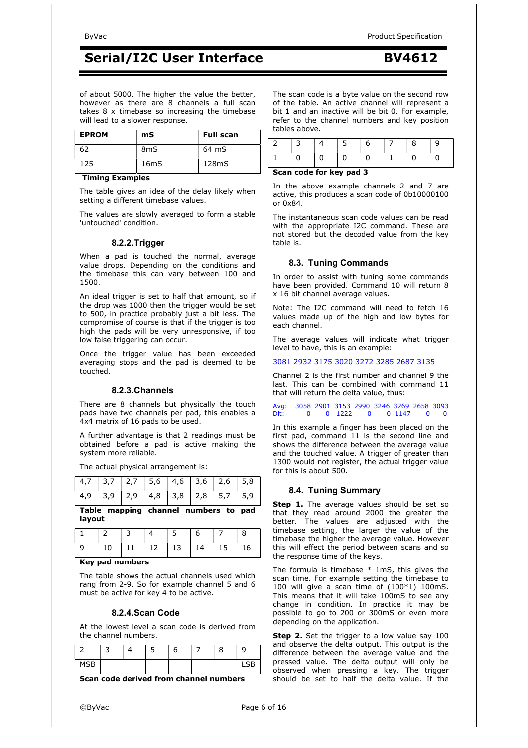of about 5000. The higher the value the better, however as there are 8 channels a full scan takes 8 x timebase so increasing the timebase will lead to a slower response.

| EPROM | mS | Full scan |
|---|---|---|
| 62 | 8mS | 64 mS |
| 125 | 16mS | 128mS |

**Timing Examples**

The table gives an idea of the delay likely when setting a different timebase values.

The values are slowly averaged to form a stable 'untouched' condition.

### 8.2.2.Trigger

When a pad is touched the normal, average value drops. Depending on the conditions and the timebase this can vary between 100 and 1500.

An ideal trigger is set to half that amount, so if the drop was 1000 then the trigger would be set to 500, in practice probably just a bit less. The compromise of course is that if the trigger is too high the pads will be very unresponsive, if too low false triggering can occur.

Once the trigger value has been exceeded averaging stops and the pad is deemed to be touched.

### 8.2.3.Channels

There are 8 channels but physically the touch pads have two channels per pad, this enables a 4x4 matrix of 16 pads to be used.

A further advantage is that 2 readings must be obtained before a pad is active making the system more reliable.

The actual physical arrangement is:

| | | | | | | | |
|---|---|---|---|---|---|---|---|
| 4,7 | 3,7 | 2,7 | 5,6 | 4,6 | 3,6 | 2,6 | 5,8 |
| 4,9 | 3,9 | 2,9 | 4,8 | 3,8 | 2,8 | 5,7 | 5,9 |

**Table mapping channel numbers to pad layout**

| | | | | | | | |
|---|---|---|---|---|---|---|---|
| 1 | 2 | 3 | 4 | 5 | 6 | 7 | 8 |
| 9 | 10 | 11 | 12 | 13 | 14 | 15 | 16 |

**Key pad numbers**

The table shows the actual channels used which rang from 2-9. So for example channel 5 and 6 must be active for key 4 to be active.

### 8.2.4.Scan Code

At the lowest level a scan code is derived from the channel numbers.

| 2 | 3 | 4 | 5 | 6 | 7 | 8 | 9 |
|---|---|---|---|---|---|---|---|
| MSB | | | | | | | LSB |

**Scan code derived from channel numbers**

The scan code is a byte value on the second row of the table. An active channel will represent a bit 1 and an inactive will be bit 0. For example, refer to the channel numbers and key position tables above.

| 2 | 3 | 4 | 5 | 6 | 7 | 8 | 9 |
|---|---|---|---|---|---|---|---|
| 1 | 0 | 0 | 0 | 0 | 1 | 0 | 0 |

**Scan code for key pad 3**

In the above example channels 2 and 7 are active, this produces a scan code of 0b10000100 or 0x84.

The instantaneous scan code values can be read with the appropriate I2C command. These are not stored but the decoded value from the key table is.

## 8.3. Tuning Commands

In order to assist with tuning some commands have been provided. Command 10 will return 8 x 16 bit channel average values.

Note: The I2C command will need to fetch 16 values made up of the high and low bytes for each channel.

The average values will indicate what trigger level to have, this is an example:

```
3081 2932 3175 3020 3272 3285 2687 3135
```

Channel 2 is the first number and channel 9 the last. This can be combined with command 11 that will return the delta value, thus:

```
Avg:   3058  2901  3153  2990  3246  3269  2658  3093
Dlt:      0     0  1222     0     0  1147     0     0
```

In this example a finger has been placed on the first pad, command 11 is the second line and shows the difference between the average value and the touched value. A trigger of greater than 1300 would not register, the actual trigger value for this is about 500.

## 8.4. Tuning Summary

**Step 1.** The average values should be set so that they read around 2000 the greater the better. The values are adjusted with the timebase setting, the larger the value of the timebase the higher the average value. However this will effect the period between scans and so the response time of the keys.

The formula is timebase * 1mS, this gives the scan time. For example setting the timebase to 100 will give a scan time of (100*1) 100mS. This means that it will take 100mS to see any change in condition. In practice it may be possible to go to 200 or 300mS or even more depending on the application.

**Step 2.** Set the trigger to a low value say 100 and observe the delta output. This output is the difference between the average value and the pressed value. The delta output will only be observed when pressing a key. The trigger should be set to half the delta value. If the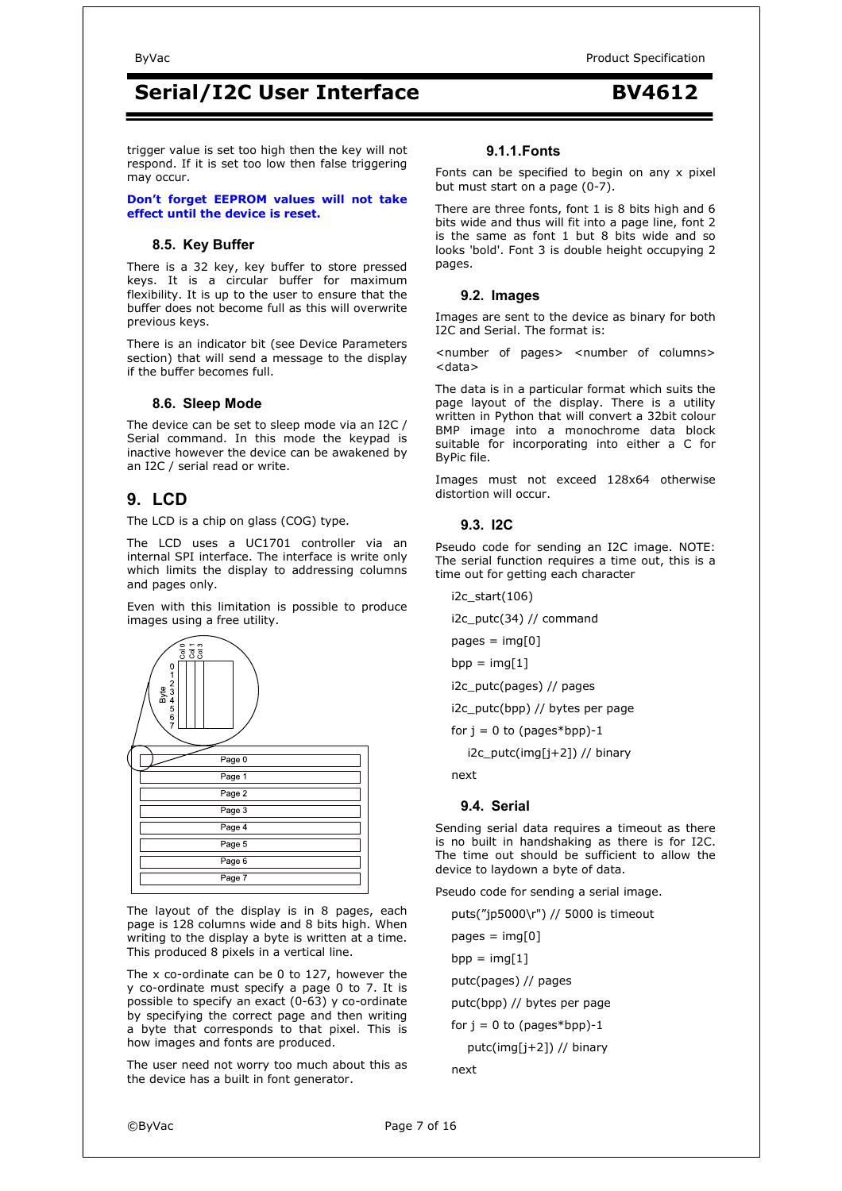trigger value is set too high then the key will not respond. If it is set too low then false triggering may occur.

**Don't forget EEPROM values will not take effect until the device is reset.**

### 8.5. Key Buffer

There is a 32 key, key buffer to store pressed keys. It is a circular buffer for maximum flexibility. It is up to the user to ensure that the buffer does not become full as this will overwrite previous keys.

There is an indicator bit (see Device Parameters section) that will send a message to the display if the buffer becomes full.

### 8.6. Sleep Mode

The device can be set to sleep mode via an I2C / Serial command. In this mode the keypad is inactive however the device can be awakened by an I2C / serial read or write.

## 9. LCD

The LCD is a chip on glass (COG) type.

The LCD uses a UC1701 controller via an internal SPI interface. The interface is write only which limits the display to addressing columns and pages only.

Even with this limitation is possible to produce images using a free utility.

The layout of the display is in 8 pages, each page is 128 columns wide and 8 bits high. When writing to the display a byte is written at a time. This produced 8 pixels in a vertical line.

The x co-ordinate can be 0 to 127, however the y co-ordinate must specify a page 0 to 7. It is possible to specify an exact (0-63) y co-ordinate by specifying the correct page and then writing a byte that corresponds to that pixel. This is how images and fonts are produced.

The user need not worry too much about this as the device has a built in font generator.

#### 9.1.1. Fonts

Fonts can be specified to begin on any x pixel but must start on a page (0-7).

There are three fonts, font 1 is 8 bits high and 6 bits wide and thus will fit into a page line, font 2 is the same as font 1 but 8 bits wide and so looks 'bold'. Font 3 is double height occupying 2 pages.

### 9.2. Images

Images are sent to the device as binary for both I2C and Serial. The format is:

<number of pages> <number of columns> <data>

The data is in a particular format which suits the page layout of the display. There is a utility written in Python that will convert a 32bit colour BMP image into a monochrome data block suitable for incorporating into either a C for ByPic file.

Images must not exceed 128x64 otherwise distortion will occur.

### 9.3. I2C

Pseudo code for sending an I2C image. NOTE: The serial function requires a time out, this is a time out for getting each character

```
i2c_start(106)
i2c_putc(34) // command
pages = img[0]
bpp = img[1]
i2c_putc(pages) // pages
i2c_putc(bpp) // bytes per page
for j = 0 to (pages*bpp)-1
    i2c_putc(img[j+2]) // binary
next
```

### 9.4. Serial

Sending serial data requires a timeout as there is no built in handshaking as there is for I2C. The time out should be sufficient to allow the device to laydown a byte of data.

Pseudo code for sending a serial image.

```
puts("jp5000\r") // 5000 is timeout
pages = img[0]
bpp = img[1]
putc(pages) // pages
putc(bpp) // bytes per page
for j = 0 to (pages*bpp)-1
    putc(img[j+2]) // binary
next
```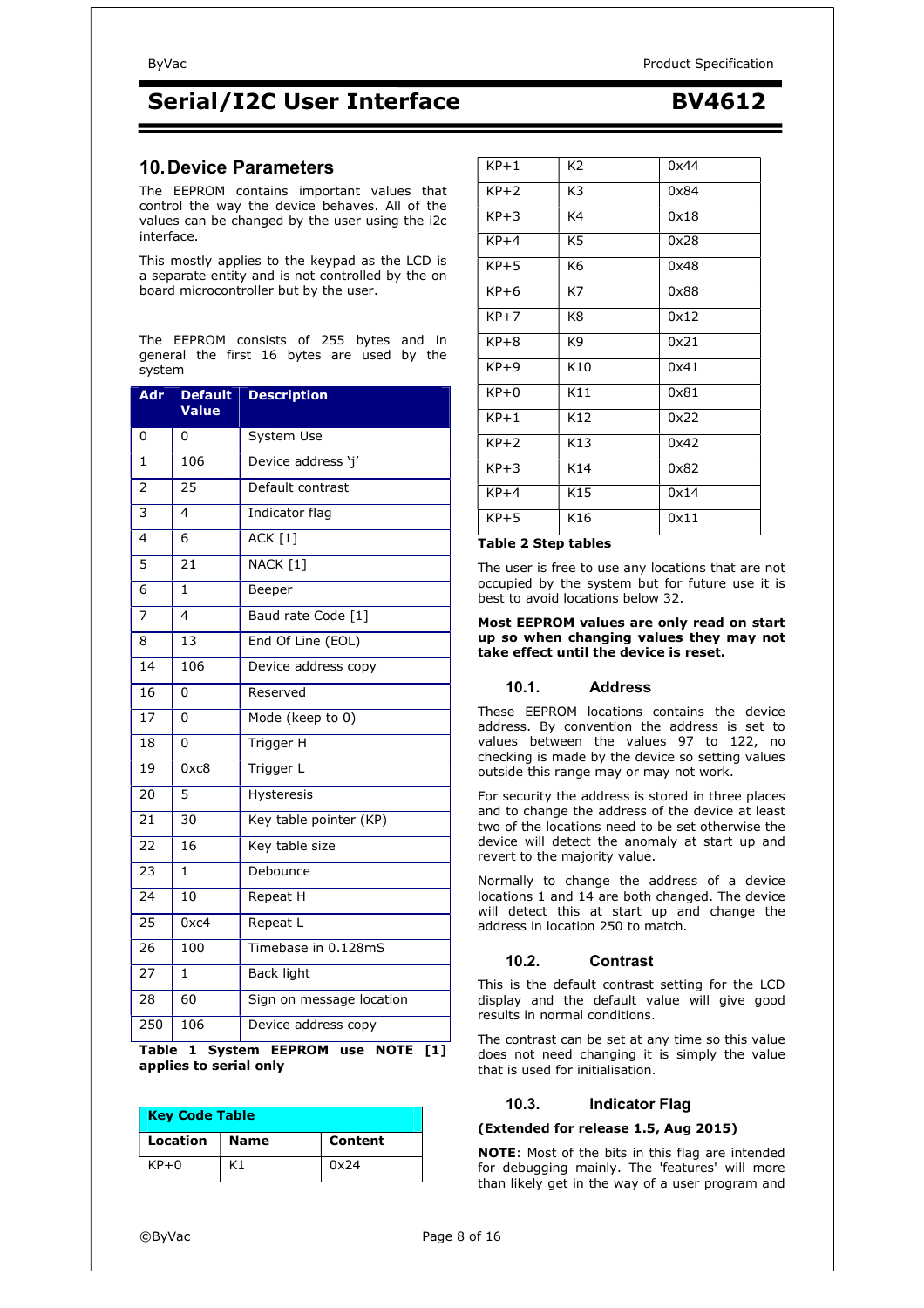## 10. Device Parameters

The EEPROM contains important values that control the way the device behaves. All of the values can be changed by the user using the i2c interface.

This mostly applies to the keypad as the LCD is a separate entity and is not controlled by the on board microcontroller but by the user.

The EEPROM consists of 255 bytes and in general the first 16 bytes are used by the system

| Adr | Default Value | Description |
|---|---|---|
| 0 | 0 | System Use |
| 1 | 106 | Device address 'j' |
| 2 | 25 | Default contrast |
| 3 | 4 | Indicator flag |
| 4 | 6 | ACK [1] |
| 5 | 21 | NACK [1] |
| 6 | 1 | Beeper |
| 7 | 4 | Baud rate Code [1] |
| 8 | 13 | End Of Line (EOL) |
| 14 | 106 | Device address copy |
| 16 | 0 | Reserved |
| 17 | 0 | Mode (keep to 0) |
| 18 | 0 | Trigger H |
| 19 | 0xc8 | Trigger L |
| 20 | 5 | Hysteresis |
| 21 | 30 | Key table pointer (KP) |
| 22 | 16 | Key table size |
| 23 | 1 | Debounce |
| 24 | 10 | Repeat H |
| 25 | 0xc4 | Repeat L |
| 26 | 100 | Timebase in 0.128mS |
| 27 | 1 | Back light |
| 28 | 60 | Sign on message location |
| 250 | 106 | Device address copy |

**Table 1 System EEPROM use NOTE [1] applies to serial only**

| Key Code Table | | |
|---|---|---|
| **Location** | **Name** | **Content** |
| KP+0 | K1 | 0x24 |
| KP+1 | K2 | 0x44 |
| KP+2 | K3 | 0x84 |
| KP+3 | K4 | 0x18 |
| KP+4 | K5 | 0x28 |
| KP+5 | K6 | 0x48 |
| KP+6 | K7 | 0x88 |
| KP+7 | K8 | 0x12 |
| KP+8 | K9 | 0x21 |
| KP+9 | K10 | 0x41 |
| KP+0 | K11 | 0x81 |
| KP+1 | K12 | 0x22 |
| KP+2 | K13 | 0x42 |
| KP+3 | K14 | 0x82 |
| KP+4 | K15 | 0x14 |
| KP+5 | K16 | 0x11 |

**Table 2 Step tables**

The user is free to use any locations that are not occupied by the system but for future use it is best to avoid locations below 32.

**Most EEPROM values are only read on start up so when changing values they may not take effect until the device is reset.**

### 10.1. Address

These EEPROM locations contains the device address. By convention the address is set to values between the values 97 to 122, no checking is made by the device so setting values outside this range may or may not work.

For security the address is stored in three places and to change the address of the device at least two of the locations need to be set otherwise the device will detect the anomaly at start up and revert to the majority value.

Normally to change the address of a device locations 1 and 14 are both changed. The device will detect this at start up and change the address in location 250 to match.

### 10.2. Contrast

This is the default contrast setting for the LCD display and the default value will give good results in normal conditions.

The contrast can be set at any time so this value does not need changing it is simply the value that is used for initialisation.

### 10.3. Indicator Flag

**(Extended for release 1.5, Aug 2015)**

**NOTE**: Most of the bits in this flag are intended for debugging mainly. The 'features' will more than likely get in the way of a user program and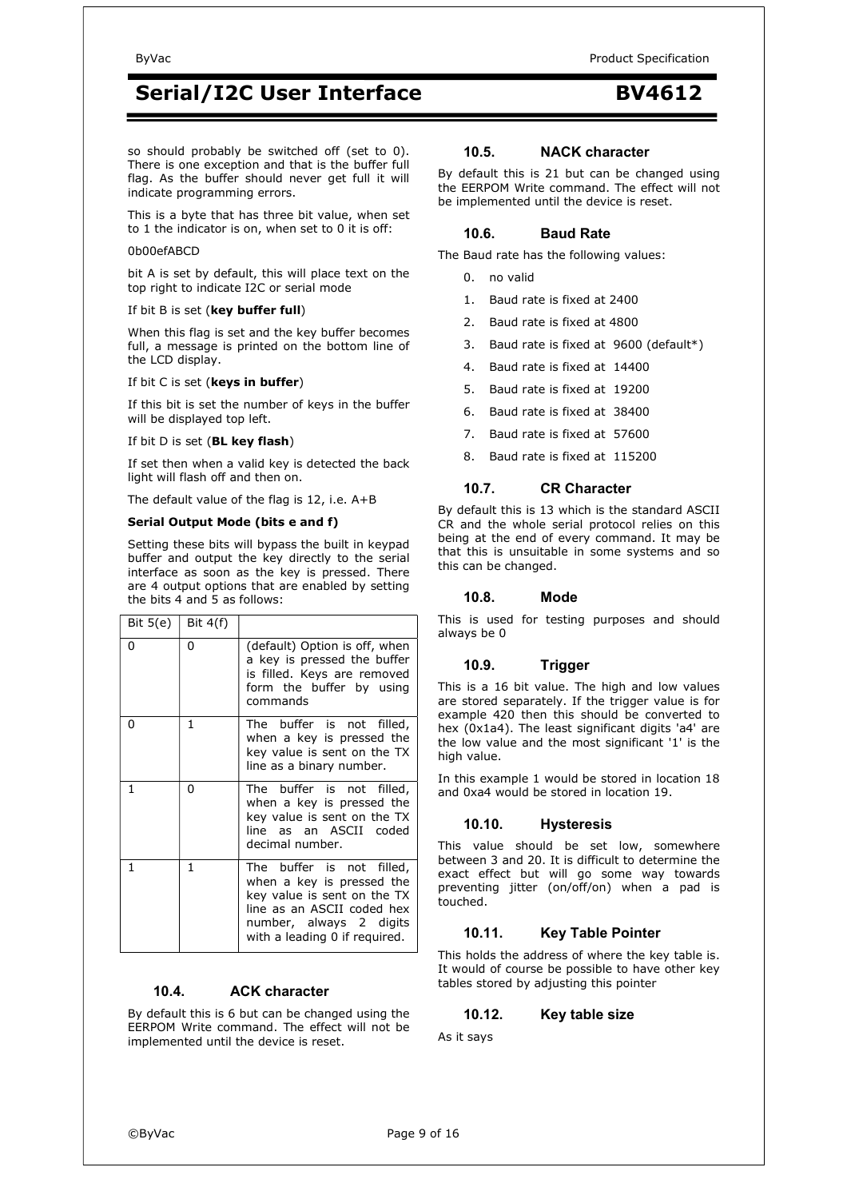so should probably be switched off (set to 0). There is one exception and that is the buffer full flag. As the buffer should never get full it will indicate programming errors.

This is a byte that has three bit value, when set to 1 the indicator is on, when set to 0 it is off:

0b00efABCD

bit A is set by default, this will place text on the top right to indicate I2C or serial mode

If bit B is set (**key buffer full**)

When this flag is set and the key buffer becomes full, a message is printed on the bottom line of the LCD display.

If bit C is set (**keys in buffer**)

If this bit is set the number of keys in the buffer will be displayed top left.

If bit D is set (**BL key flash**)

If set then when a valid key is detected the back light will flash off and then on.

The default value of the flag is 12, i.e. A+B

**Serial Output Mode (bits e and f)**

Setting these bits will bypass the built in keypad buffer and output the key directly to the serial interface as soon as the key is pressed. There are 4 output options that are enabled by setting the bits 4 and 5 as follows:

| Bit 5(e) | Bit 4(f) | |
|---|---|---|
| 0 | 0 | (default) Option is off, when a key is pressed the buffer is filled. Keys are removed form the buffer by using commands |
| 0 | 1 | The buffer is not filled, when a key is pressed the key value is sent on the TX line as a binary number. |
| 1 | 0 | The buffer is not filled, when a key is pressed the key value is sent on the TX line as an ASCII coded decimal number. |
| 1 | 1 | The buffer is not filled, when a key is pressed the key value is sent on the TX line as an ASCII coded hex number, always 2 digits with a leading 0 if required. |

### 10.4. ACK character

By default this is 6 but can be changed using the EERPOM Write command. The effect will not be implemented until the device is reset.

### 10.5. NACK character

By default this is 21 but can be changed using the EERPOM Write command. The effect will not be implemented until the device is reset.

### 10.6. Baud Rate

The Baud rate has the following values:

0. no valid
1. Baud rate is fixed at 2400
2. Baud rate is fixed at 4800
3. Baud rate is fixed at 9600 (default*)
4. Baud rate is fixed at 14400
5. Baud rate is fixed at 19200
6. Baud rate is fixed at 38400
7. Baud rate is fixed at 57600
8. Baud rate is fixed at 115200

### 10.7. CR Character

By default this is 13 which is the standard ASCII CR and the whole serial protocol relies on this being at the end of every command. It may be that this is unsuitable in some systems and so this can be changed.

### 10.8. Mode

This is used for testing purposes and should always be 0

### 10.9. Trigger

This is a 16 bit value. The high and low values are stored separately. If the trigger value is for example 420 then this should be converted to hex (0x1a4). The least significant digits 'a4' are the low value and the most significant '1' is the high value.

In this example 1 would be stored in location 18 and 0xa4 would be stored in location 19.

### 10.10. Hysteresis

This value should be set low, somewhere between 3 and 20. It is difficult to determine the exact effect but will go some way towards preventing jitter (on/off/on) when a pad is touched.

### 10.11. Key Table Pointer

This holds the address of where the key table is. It would of course be possible to have other key tables stored by adjusting this pointer

### 10.12. Key table size

As it says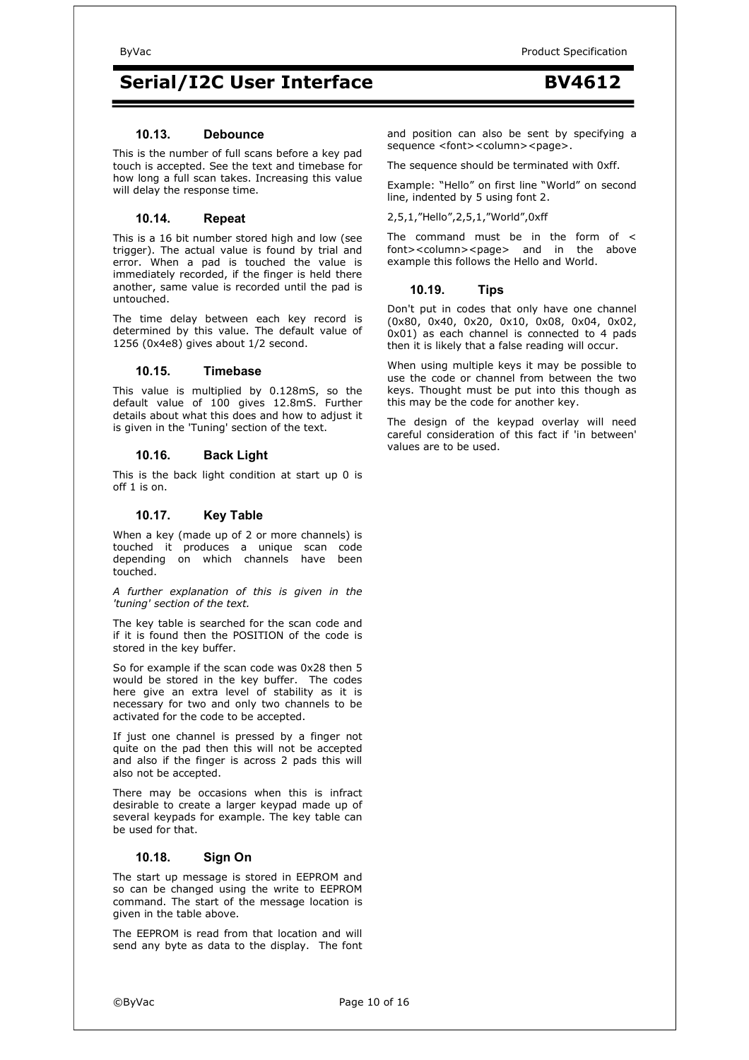### 10.13. Debounce

This is the number of full scans before a key pad touch is accepted. See the text and timebase for how long a full scan takes. Increasing this value will delay the response time.

### 10.14. Repeat

This is a 16 bit number stored high and low (see trigger). The actual value is found by trial and error. When a pad is touched the value is immediately recorded, if the finger is held there another, same value is recorded until the pad is untouched.

The time delay between each key record is determined by this value. The default value of 1256 (0x4e8) gives about 1/2 second.

### 10.15. Timebase

This value is multiplied by 0.128mS, so the default value of 100 gives 12.8mS. Further details about what this does and how to adjust it is given in the 'Tuning' section of the text.

### 10.16. Back Light

This is the back light condition at start up 0 is off 1 is on.

### 10.17. Key Table

When a key (made up of 2 or more channels) is touched it produces a unique scan code depending on which channels have been touched.

*A further explanation of this is given in the 'tuning' section of the text.*

The key table is searched for the scan code and if it is found then the POSITION of the code is stored in the key buffer.

So for example if the scan code was 0x28 then 5 would be stored in the key buffer. The codes here give an extra level of stability as it is necessary for two and only two channels to be activated for the code to be accepted.

If just one channel is pressed by a finger not quite on the pad then this will not be accepted and also if the finger is across 2 pads this will also not be accepted.

There may be occasions when this is infract desirable to create a larger keypad made up of several keypads for example. The key table can be used for that.

### 10.18. Sign On

The start up message is stored in EEPROM and so can be changed using the write to EEPROM command. The start of the message location is given in the table above.

The EEPROM is read from that location and will send any byte as data to the display. The font and position can also be sent by specifying a sequence <font><column><page>.

The sequence should be terminated with 0xff.

Example: "Hello" on first line "World" on second line, indented by 5 using font 2.

2,5,1,"Hello",2,5,1,"World",0xff

The command must be in the form of < font><column><page> and in the above example this follows the Hello and World.

### 10.19. Tips

Don't put in codes that only have one channel (0x80, 0x40, 0x20, 0x10, 0x08, 0x04, 0x02, 0x01) as each channel is connected to 4 pads then it is likely that a false reading will occur.

When using multiple keys it may be possible to use the code or channel from between the two keys. Thought must be put into this though as this may be the code for another key.

The design of the keypad overlay will need careful consideration of this fact if 'in between' values are to be used.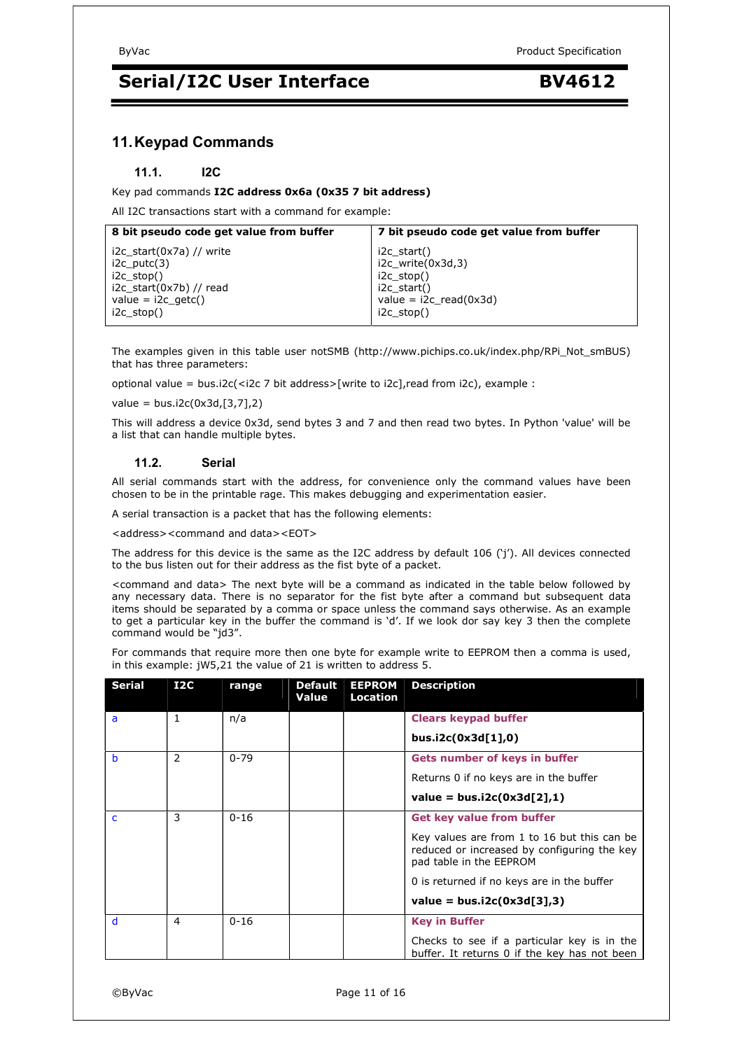## 11. Keypad Commands

### 11.1. I2C

Key pad commands **I2C address 0x6a (0x35 7 bit address)**

All I2C transactions start with a command for example:

| 8 bit pseudo code get value from buffer | 7 bit pseudo code get value from buffer |
|---|---|
| i2c_start(0x7a) // write<br>i2c_putc(3)<br>i2c_stop()<br>i2c_start(0x7b) // read<br>value = i2c_getc()<br>i2c_stop() | i2c_start()<br>i2c_write(0x3d,3)<br>i2c_stop()<br>i2c_start()<br>value = i2c_read(0x3d)<br>i2c_stop() |

The examples given in this table user notSMB (http://www.pichips.co.uk/index.php/RPi_Not_smBUS) that has three parameters:

optional value = bus.i2c(<i2c 7 bit address>[write to i2c],read from i2c), example :

value = bus.i2c(0x3d,[3,7],2)

This will address a device 0x3d, send bytes 3 and 7 and then read two bytes. In Python 'value' will be a list that can handle multiple bytes.

### 11.2. Serial

All serial commands start with the address, for convenience only the command values have been chosen to be in the printable rage. This makes debugging and experimentation easier.

A serial transaction is a packet that has the following elements:

<address><command and data><EOT>

The address for this device is the same as the I2C address by default 106 ('j'). All devices connected to the bus listen out for their address as the fist byte of a packet.

<command and data> The next byte will be a command as indicated in the table below followed by any necessary data. There is no separator for the fist byte after a command but subsequent data items should be separated by a comma or space unless the command says otherwise. As an example to get a particular key in the buffer the command is 'd'. If we look dor say key 3 then the complete command would be "jd3".

For commands that require more then one byte for example write to EEPROM then a comma is used, in this example: jW5,21 the value of 21 is written to address 5.

| Serial | I2C | range | Default Value | EEPROM Location | Description |
|---|---|---|---|---|---|
| a | 1 | n/a | | | **Clears keypad buffer**<br><br>**bus.i2c(0x3d[1],0)** |
| b | 2 | 0-79 | | | **Gets number of keys in buffer**<br><br>Returns 0 if no keys are in the buffer<br><br>**value = bus.i2c(0x3d[2],1)** |
| c | 3 | 0-16 | | | **Get key value from buffer**<br><br>Key values are from 1 to 16 but this can be reduced or increased by configuring the key pad table in the EEPROM<br><br>0 is returned if no keys are in the buffer<br><br>**value = bus.i2c(0x3d[3],3)** |
| d | 4 | 0-16 | | | **Key in Buffer**<br><br>Checks to see if a particular key is in the buffer. It returns 0 if the key has not been |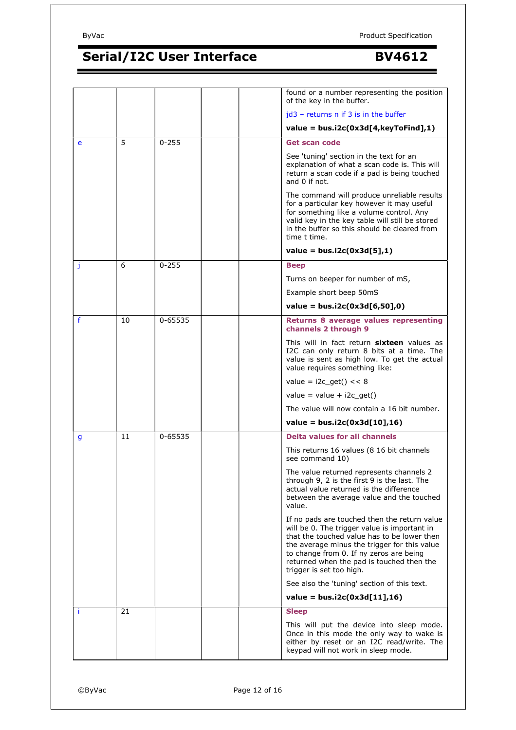| | | | | | |
|---|---|---|---|---|---|
| | | | | | found or a number representing the position of the key in the buffer.<br><br>jd3 – returns n if 3 is in the buffer<br><br>**value = bus.i2c(0x3d[4,keyToFind],1)** |
| e | 5 | 0-255 | | | **Get scan code**<br><br>See 'tuning' section in the text for an explanation of what a scan code is. This will return a scan code if a pad is being touched and 0 if not.<br><br>The command will produce unreliable results for a particular key however it may useful for something like a volume control. Any valid key in the key table will still be stored in the buffer so this should be cleared from time t time.<br><br>**value = bus.i2c(0x3d[5],1)** |
| j | 6 | 0-255 | | | **Beep**<br><br>Turns on beeper for number of mS,<br><br>Example short beep 50mS<br><br>**value = bus.i2c(0x3d[6,50],0)** |
| f | 10 | 0-65535 | | | **Returns 8 average values representing channels 2 through 9**<br><br>This will in fact return **sixteen** values as I2C can only return 8 bits at a time. The value is sent as high low. To get the actual value requires something like:<br><br>value = i2c_get() << 8<br><br>value = value + i2c_get()<br><br>The value will now contain a 16 bit number.<br><br>**value = bus.i2c(0x3d[10],16)** |
| g | 11 | 0-65535 | | | **Delta values for all channels**<br><br>This returns 16 values (8 16 bit channels see command 10)<br><br>The value returned represents channels 2 through 9, 2 is the first 9 is the last. The actual value returned is the difference between the average value and the touched value.<br><br>If no pads are touched then the return value will be 0. The trigger value is important in that the touched value has to be lower then the average minus the trigger for this value to change from 0. If ny zeros are being returned when the pad is touched then the trigger is set too high.<br><br>See also the 'tuning' section of this text.<br><br>**value = bus.i2c(0x3d[11],16)** |
| i | 21 | | | | **Sleep**<br><br>This will put the device into sleep mode. Once in this mode the only way to wake is either by reset or an I2C read/write. The keypad will not work in sleep mode. |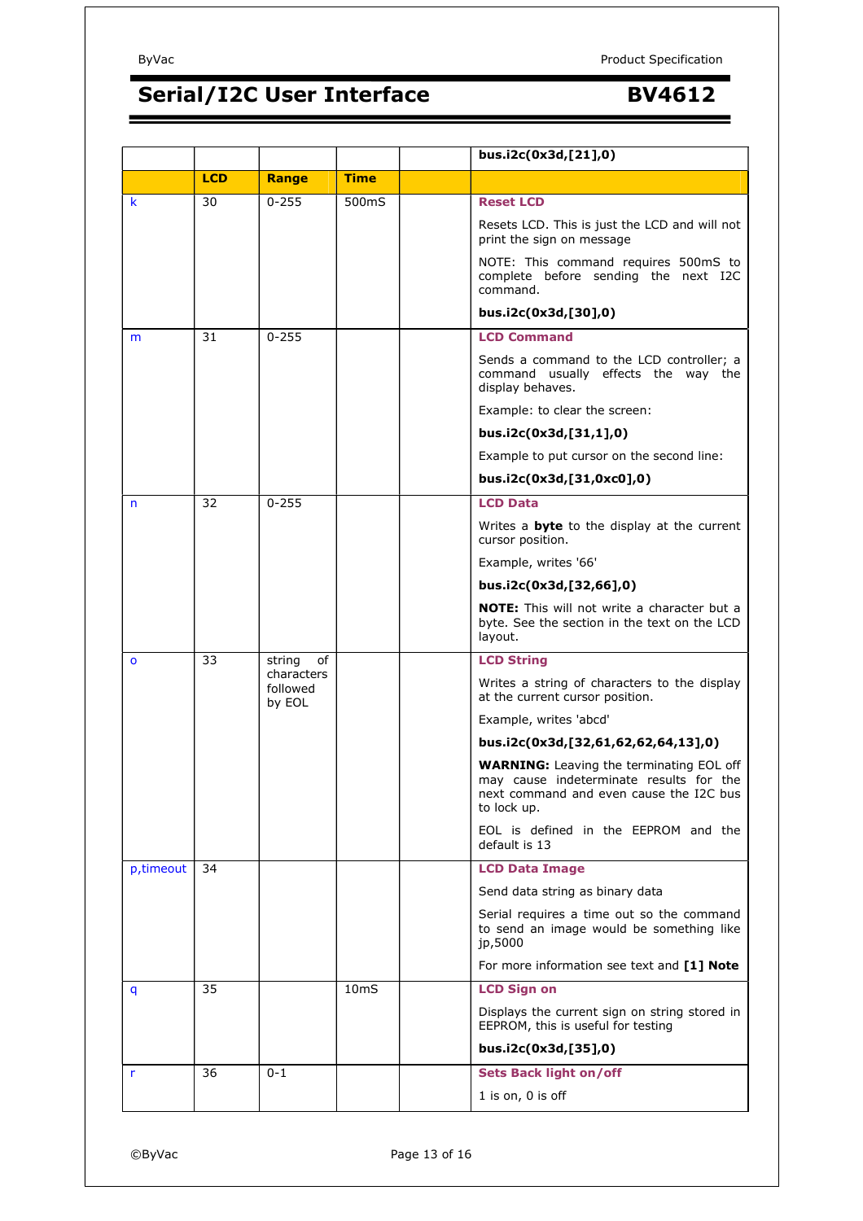| | | | | | bus.i2c(0x3d,[21],0) |
|---|---|---|---|---|---|
| | **LCD** | **Range** | **Time** | | |
| k | 30 | 0-255 | 500mS | | **Reset LCD**<br><br>Resets LCD. This is just the LCD and will not print the sign on message<br><br>NOTE: This command requires 500mS to complete before sending the next I2C command.<br><br>**bus.i2c(0x3d,[30],0)** |
| m | 31 | 0-255 | | | **LCD Command**<br><br>Sends a command to the LCD controller; a command usually effects the way the display behaves.<br><br>Example: to clear the screen:<br><br>**bus.i2c(0x3d,[31,1],0)**<br><br>Example to put cursor on the second line:<br><br>**bus.i2c(0x3d,[31,0xc0],0)** |
| n | 32 | 0-255 | | | **LCD Data**<br><br>Writes a **byte** to the display at the current cursor position.<br><br>Example, writes '66'<br><br>**bus.i2c(0x3d,[32,66],0)**<br><br>**NOTE:** This will not write a character but a byte. See the section in the text on the LCD layout. |
| o | 33 | string of characters followed by EOL | | | **LCD String**<br><br>Writes a string of characters to the display at the current cursor position.<br><br>Example, writes 'abcd'<br><br>**bus.i2c(0x3d,[32,61,62,62,64,13],0)**<br><br>**WARNING:** Leaving the terminating EOL off may cause indeterminate results for the next command and even cause the I2C bus to lock up.<br><br>EOL is defined in the EEPROM and the default is 13 |
| p,timeout | 34 | | | | **LCD Data Image**<br><br>Send data string as binary data<br><br>Serial requires a time out so the command to send an image would be something like jp,5000<br><br>For more information see text and **[1] Note** |
| q | 35 | | 10mS | | **LCD Sign on**<br><br>Displays the current sign on string stored in EEPROM, this is useful for testing<br><br>**bus.i2c(0x3d,[35],0)** |
| r | 36 | 0-1 | | | **Sets Back light on/off**<br><br>1 is on, 0 is off |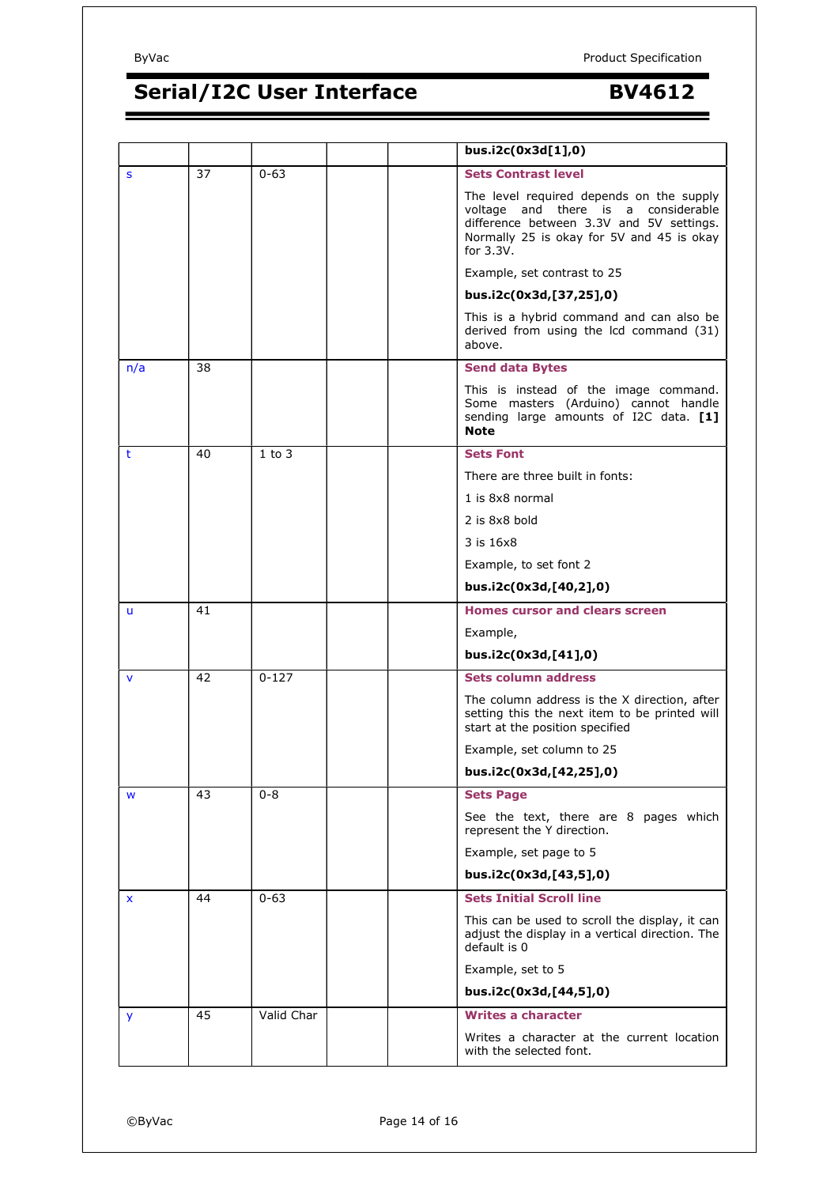| | | | | | |
|---|---|---|---|---|---|
| | | | | | **bus.i2c(0x3d[1],0)** |
| s | 37 | 0-63 | | | **Sets Contrast level**<br><br>The level required depends on the supply voltage and there is a considerable difference between 3.3V and 5V settings. Normally 25 is okay for 5V and 45 is okay for 3.3V.<br><br>Example, set contrast to 25<br><br>**bus.i2c(0x3d,[37,25],0)**<br><br>This is a hybrid command and can also be derived from using the lcd command (31) above. |
| n/a | 38 | | | | **Send data Bytes**<br><br>This is instead of the image command. Some masters (Arduino) cannot handle sending large amounts of I2C data. **[1] Note** |
| t | 40 | 1 to 3 | | | **Sets Font**<br><br>There are three built in fonts:<br><br>1 is 8x8 normal<br><br>2 is 8x8 bold<br><br>3 is 16x8<br><br>Example, to set font 2<br><br>**bus.i2c(0x3d,[40,2],0)** |
| u | 41 | | | | **Homes cursor and clears screen**<br><br>Example,<br><br>**bus.i2c(0x3d,[41],0)** |
| v | 42 | 0-127 | | | **Sets column address**<br><br>The column address is the X direction, after setting this the next item to be printed will start at the position specified<br><br>Example, set column to 25<br><br>**bus.i2c(0x3d,[42,25],0)** |
| w | 43 | 0-8 | | | **Sets Page**<br><br>See the text, there are 8 pages which represent the Y direction.<br><br>Example, set page to 5<br><br>**bus.i2c(0x3d,[43,5],0)** |
| x | 44 | 0-63 | | | **Sets Initial Scroll line**<br><br>This can be used to scroll the display, it can adjust the display in a vertical direction. The default is 0<br><br>Example, set to 5<br><br>**bus.i2c(0x3d,[44,5],0)** |
| y | 45 | Valid Char | | | **Writes a character**<br><br>Writes a character at the current location with the selected font. |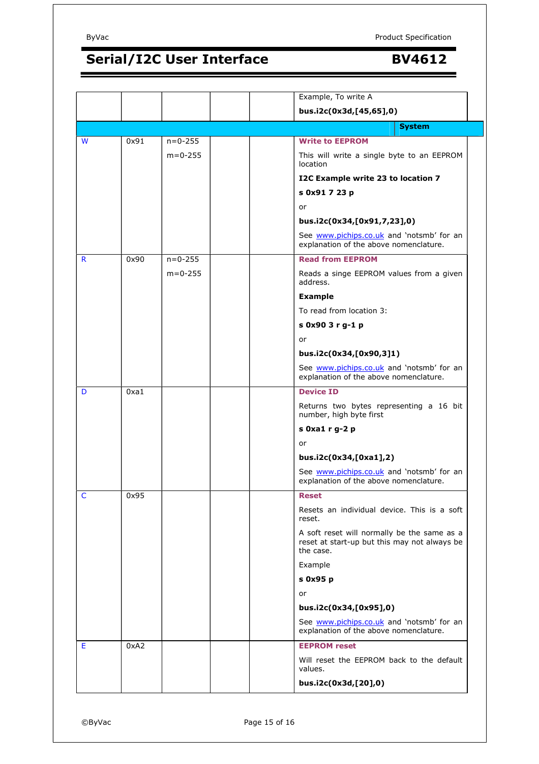| | | | | | |
|---|---|---|---|---|---|
| | | | | | Example, To write A<br><br>**bus.i2c(0x3d,[45,65],0)** |
| | | | | | **System** |
| W | 0x91 | n=0-255<br><br>m=0-255 | | | **Write to EEPROM**<br><br>This will write a single byte to an EEPROM location<br><br>**I2C Example write 23 to location 7**<br><br>**s 0x91 7 23 p**<br><br>or<br><br>**bus.i2c(0x34,[0x91,7,23],0)**<br><br>See www.pichips.co.uk and 'notsmb' for an explanation of the above nomenclature. |
| R | 0x90 | n=0-255<br><br>m=0-255 | | | **Read from EEPROM**<br><br>Reads a singe EEPROM values from a given address.<br><br>**Example**<br><br>To read from location 3:<br><br>**s 0x90 3 r g-1 p**<br><br>or<br><br>**bus.i2c(0x34,[0x90,3]1)**<br><br>See www.pichips.co.uk and 'notsmb' for an explanation of the above nomenclature. |
| D | 0xa1 | | | | **Device ID**<br><br>Returns two bytes representing a 16 bit number, high byte first<br><br>**s 0xa1 r g-2 p**<br><br>or<br><br>**bus.i2c(0x34,[0xa1],2)**<br><br>See www.pichips.co.uk and 'notsmb' for an explanation of the above nomenclature. |
| C | 0x95 | | | | **Reset**<br><br>Resets an individual device. This is a soft reset.<br><br>A soft reset will normally be the same as a reset at start-up but this may not always be the case.<br><br>Example<br><br>**s 0x95 p**<br><br>or<br><br>**bus.i2c(0x34,[0x95],0)**<br><br>See www.pichips.co.uk and 'notsmb' for an explanation of the above nomenclature. |
| E | 0xA2 | | | | **EEPROM reset**<br><br>Will reset the EEPROM back to the default values.<br><br>**bus.i2c(0x3d,[20],0)** |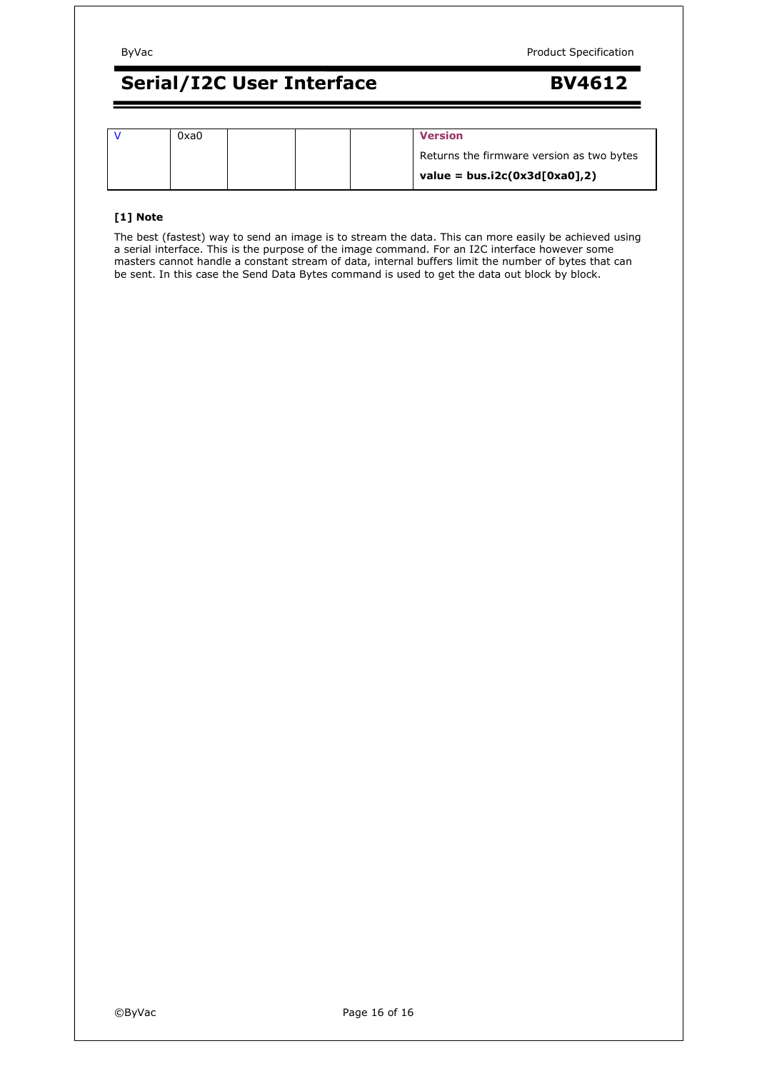| | | | | | |
|---|---|---|---|---|---|
| V | 0xa0 | | | | **Version**<br>Returns the firmware version as two bytes<br>**value = bus.i2c(0x3d[0xa0],2)** |

**[1] Note**

The best (fastest) way to send an image is to stream the data. This can more easily be achieved using a serial interface. This is the purpose of the image command. For an I2C interface however some masters cannot handle a constant stream of data, internal buffers limit the number of bytes that can be sent. In this case the Send Data Bytes command is used to get the data out block by block.